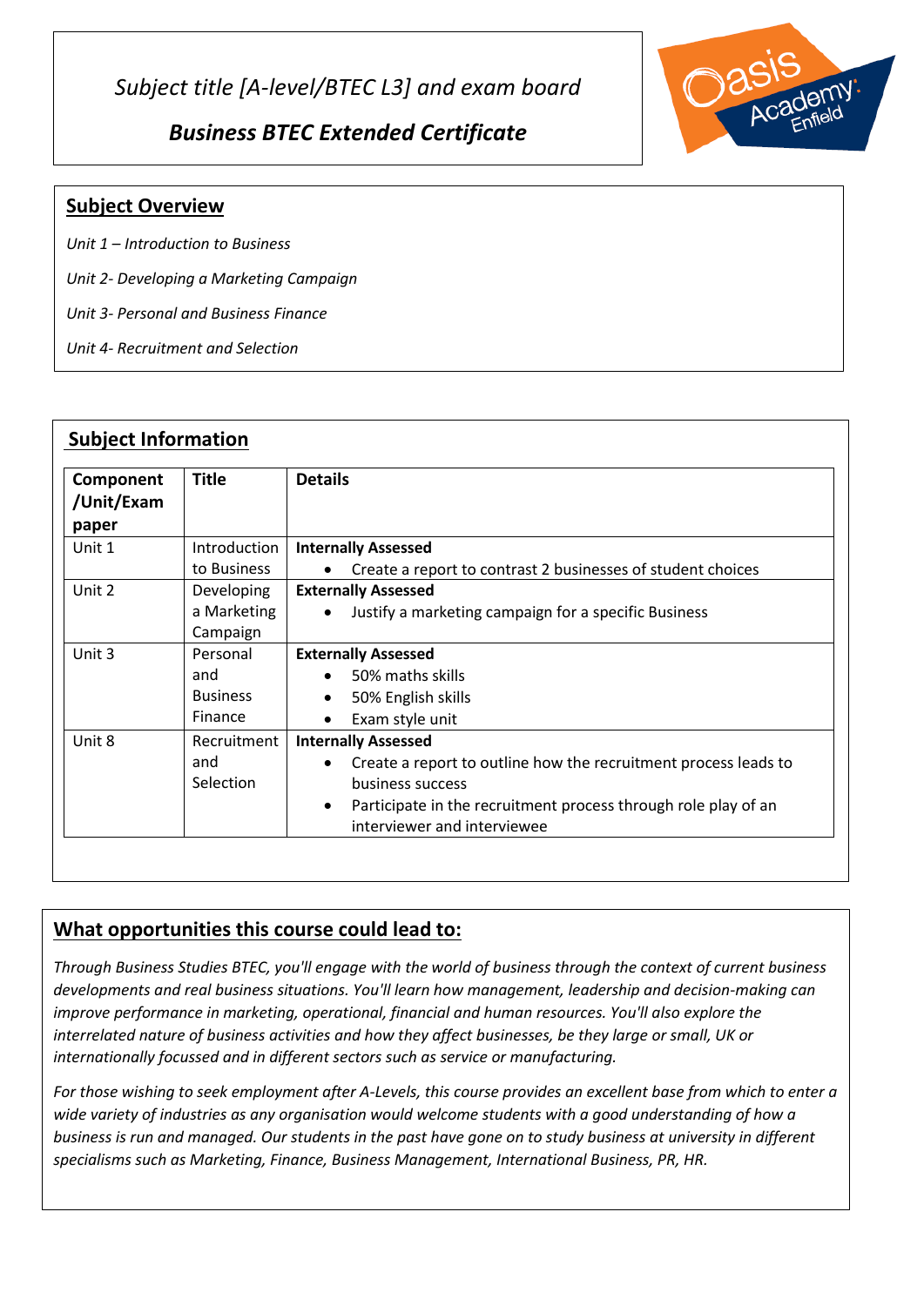*Subject title [A-level/BTEC L3] and exam board*

## *Business BTEC Extended Certificate*

## Subject Overview

*Unit 1 – Introduction to Business*

*Unit 2- Developing a Marketing Campaign*

*Unit 3- Personal and Business Finance*

*Unit 4- Recruitment and Selection*

## Subject Information

| Component /Unit/Exam paper | Title | Details |
| --- | --- | --- |
| Unit 1 | Introduction to Business | **Internally Assessed**<br>• Create a report to contrast 2 businesses of student choices |
| Unit 2 | Developing a Marketing Campaign | **Externally Assessed**<br>• Justify a marketing campaign for a specific Business |
| Unit 3 | Personal and Business Finance | **Externally Assessed**<br>• 50% maths skills<br>• 50% English skills<br>• Exam style unit |
| Unit 8 | Recruitment and Selection | **Internally Assessed**<br>• Create a report to outline how the recruitment process leads to business success<br>• Participate in the recruitment process through role play of an interviewer and interviewee |

## What opportunities this course could lead to:

*Through Business Studies BTEC, you'll engage with the world of business through the context of current business developments and real business situations. You'll learn how management, leadership and decision-making can improve performance in marketing, operational, financial and human resources. You'll also explore the interrelated nature of business activities and how they affect businesses, be they large or small, UK or internationally focussed and in different sectors such as service or manufacturing.*

*For those wishing to seek employment after A-Levels, this course provides an excellent base from which to enter a wide variety of industries as any organisation would welcome students with a good understanding of how a business is run and managed. Our students in the past have gone on to study business at university in different specialisms such as Marketing, Finance, Business Management, International Business, PR, HR.*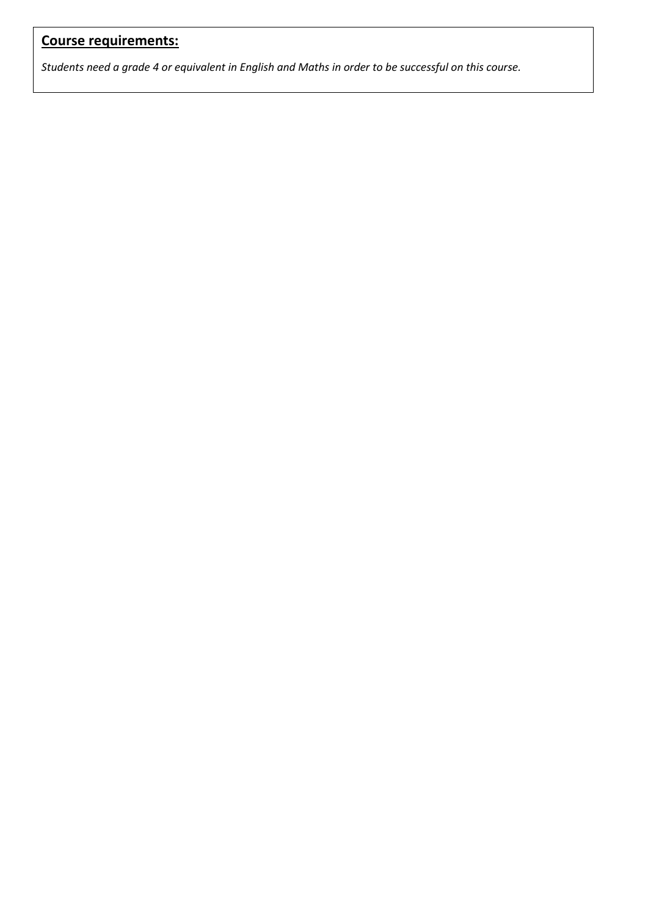**Course requirements:**

*Students need a grade 4 or equivalent in English and Maths in order to be successful on this course.*